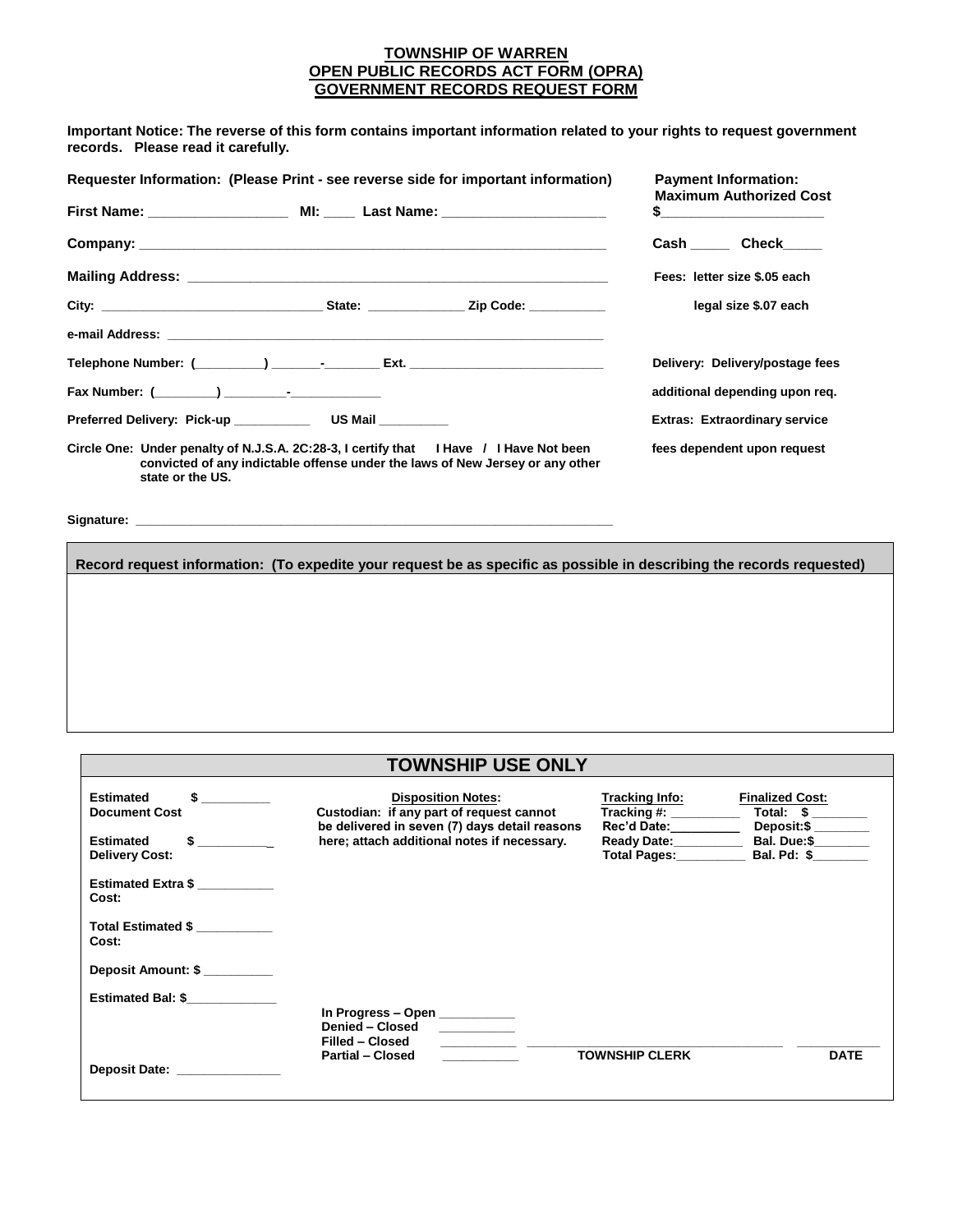# TOWNSHIP OF WARREN
## OPEN PUBLIC RECORDS ACT FORM (OPRA)
## GOVERNMENT RECORDS REQUEST FORM

**Important Notice: The reverse of this form contains important information related to your rights to request government records. Please read it carefully.**

**Requester Information: (Please Print - see reverse side for important information)**

**First Name:** __________________ **MI:** ____ **Last Name:** _____________________

**Company:** ____________________________________________________________

**Mailing Address:** ______________________________________________________

**City:** _______________________________ **State:** ______________ **Zip Code:** ___________

**e-mail Address:** _______________________________________________________________

**Telephone Number:** (_________) _______-________ **Ext.** ___________________________

**Fax Number:** (________) ________-_____________

**Preferred Delivery: Pick-up** ___________ **US Mail** __________

**Circle One: Under penalty of N.J.S.A. 2C:28-3, I certify that I Have / I Have Not been convicted of any indictable offense under the laws of New Jersey or any other state or the US.**

**Signature:** ____________________________________________________________________

**Payment Information:**
**Maximum Authorized Cost**
**$**_____________________

**Cash** _____ **Check**_____

**Fees: letter size $.05 each**
**legal size $.07 each**

**Delivery: Delivery/postage fees additional depending upon req.**

**Extras: Extraordinary service fees dependent upon request**

---

**Record request information: (To expedite your request be as specific as possible in describing the records requested)**

---

## TOWNSHIP USE ONLY

**Estimated Document Cost** $ __________

**Estimated Delivery Cost:** $ __________

**Estimated Extra Cost:** $ ___________

**Total Estimated Cost:** $ ___________

**Deposit Amount:** $ __________

**Estimated Bal:** $_____________

**Deposit Date:** _______________

**Disposition Notes:**
**Custodian: if any part of request cannot be delivered in seven (7) days detail reasons here; attach additional notes if necessary.**

**Tracking Info:**
**Tracking #:** __________
**Rec'd Date:** __________
**Ready Date:** __________
**Total Pages:** __________

**Finalized Cost:**
**Total: $** ________
**Deposit:$** ________
**Bal. Due:$** ________
**Bal. Pd: $** ________

**In Progress – Open** __________
**Denied – Closed** __________
**Filled – Closed** __________
**Partial – Closed** __________

____________________________________ ____________
**TOWNSHIP CLERK** **DATE**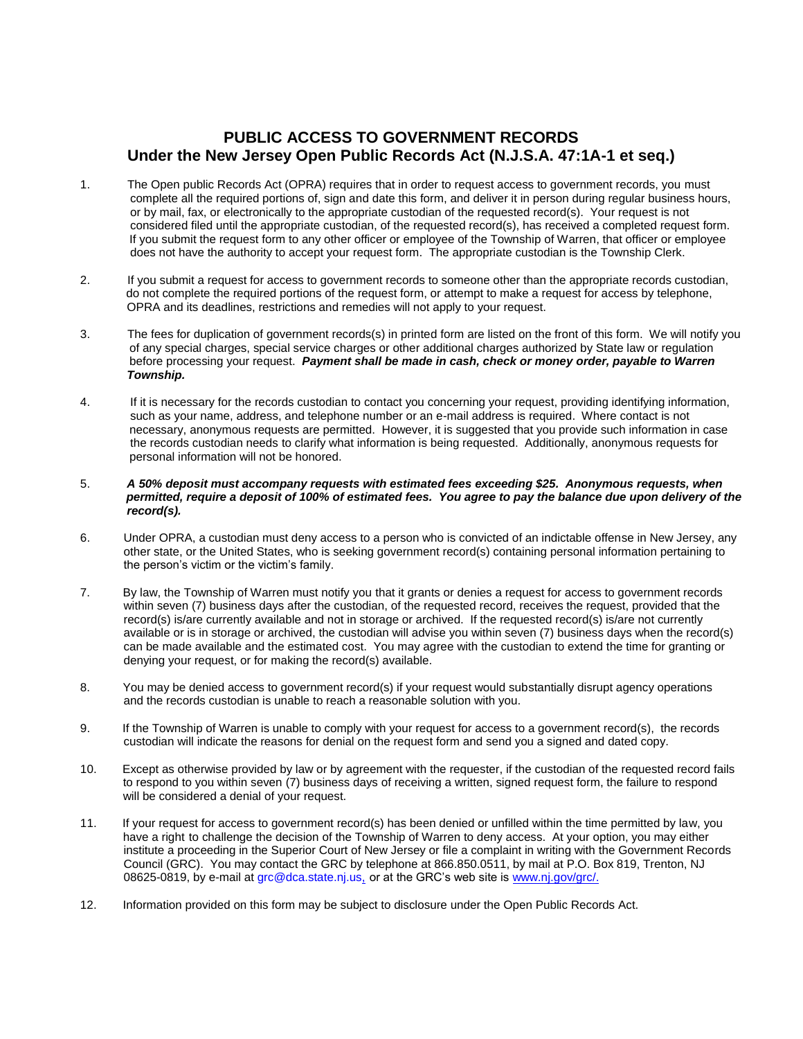# PUBLIC ACCESS TO GOVERNMENT RECORDS
## Under the New Jersey Open Public Records Act (N.J.S.A. 47:1A-1 et seq.)

1. The Open public Records Act (OPRA) requires that in order to request access to government records, you must complete all the required portions of, sign and date this form, and deliver it in person during regular business hours, or by mail, fax, or electronically to the appropriate custodian of the requested record(s). Your request is not considered filed until the appropriate custodian, of the requested record(s), has received a completed request form. If you submit the request form to any other officer or employee of the Township of Warren, that officer or employee does not have the authority to accept your request form. The appropriate custodian is the Township Clerk.

2. If you submit a request for access to government records to someone other than the appropriate records custodian, do not complete the required portions of the request form, or attempt to make a request for access by telephone, OPRA and its deadlines, restrictions and remedies will not apply to your request.

3. The fees for duplication of government records(s) in printed form are listed on the front of this form. We will notify you of any special charges, special service charges or other additional charges authorized by State law or regulation before processing your request. ***Payment shall be made in cash, check or money order, payable to Warren Township.***

4. If it is necessary for the records custodian to contact you concerning your request, providing identifying information, such as your name, address, and telephone number or an e-mail address is required. Where contact is not necessary, anonymous requests are permitted. However, it is suggested that you provide such information in case the records custodian needs to clarify what information is being requested. Additionally, anonymous requests for personal information will not be honored.

5. ***A 50% deposit must accompany requests with estimated fees exceeding $25. Anonymous requests, when permitted, require a deposit of 100% of estimated fees. You agree to pay the balance due upon delivery of the record(s).***

6. Under OPRA, a custodian must deny access to a person who is convicted of an indictable offense in New Jersey, any other state, or the United States, who is seeking government record(s) containing personal information pertaining to the person's victim or the victim's family.

7. By law, the Township of Warren must notify you that it grants or denies a request for access to government records within seven (7) business days after the custodian, of the requested record, receives the request, provided that the record(s) is/are currently available and not in storage or archived. If the requested record(s) is/are not currently available or is in storage or archived, the custodian will advise you within seven (7) business days when the record(s) can be made available and the estimated cost. You may agree with the custodian to extend the time for granting or denying your request, or for making the record(s) available.

8. You may be denied access to government record(s) if your request would substantially disrupt agency operations and the records custodian is unable to reach a reasonable solution with you.

9. If the Township of Warren is unable to comply with your request for access to a government record(s), the records custodian will indicate the reasons for denial on the request form and send you a signed and dated copy.

10. Except as otherwise provided by law or by agreement with the requester, if the custodian of the requested record fails to respond to you within seven (7) business days of receiving a written, signed request form, the failure to respond will be considered a denial of your request.

11. If your request for access to government record(s) has been denied or unfilled within the time permitted by law, you have a right to challenge the decision of the Township of Warren to deny access. At your option, you may either institute a proceeding in the Superior Court of New Jersey or file a complaint in writing with the Government Records Council (GRC). You may contact the GRC by telephone at 866.850.0511, by mail at P.O. Box 819, Trenton, NJ 08625-0819, by e-mail at grc@dca.state.nj.us, or at the GRC's web site is www.nj.gov/grc/.

12. Information provided on this form may be subject to disclosure under the Open Public Records Act.